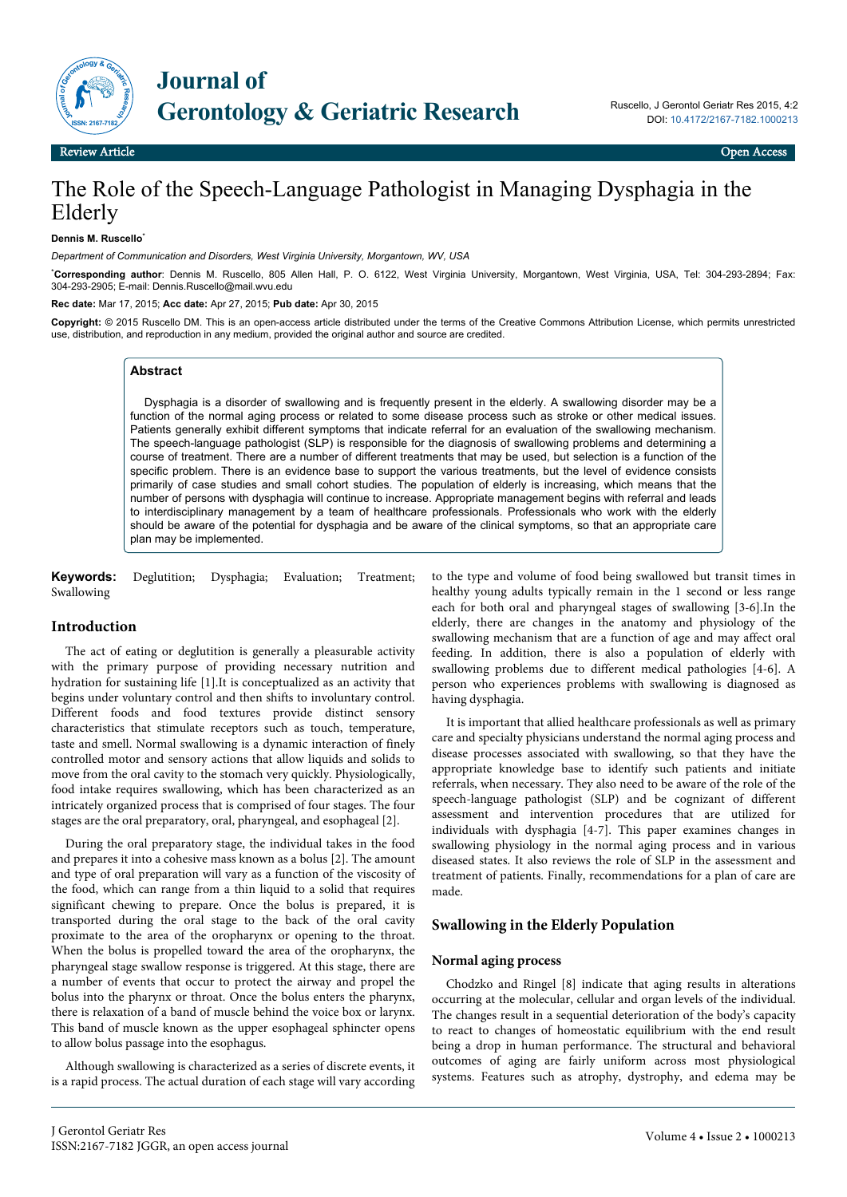# The Role of the Speech-Language Pathologist in Managing Dysphagia in the Elderly

**Dennis M. Ruscello***

*Department of Communication and Disorders, West Virginia University, Morgantown, WV, USA*

***Corresponding author**: Dennis M. Ruscello, 805 Allen Hall, P. O. 6122, West Virginia University, Morgantown, West Virginia, USA, Tel: 304-293-2894; Fax: 304-293-2905; E-mail: Dennis.Ruscello@mail.wvu.edu

**Rec date:** Mar 17, 2015; **Acc date:** Apr 27, 2015; **Pub date:** Apr 30, 2015

**Copyright:** © 2015 Ruscello DM. This is an open-access article distributed under the terms of the Creative Commons Attribution License, which permits unrestricted use, distribution, and reproduction in any medium, provided the original author and source are credited.

## Abstract

Dysphagia is a disorder of swallowing and is frequently present in the elderly. A swallowing disorder may be a function of the normal aging process or related to some disease process such as stroke or other medical issues. Patients generally exhibit different symptoms that indicate referral for an evaluation of the swallowing mechanism. The speech-language pathologist (SLP) is responsible for the diagnosis of swallowing problems and determining a course of treatment. There are a number of different treatments that may be used, but selection is a function of the specific problem. There is an evidence base to support the various treatments, but the level of evidence consists primarily of case studies and small cohort studies. The population of elderly is increasing, which means that the number of persons with dysphagia will continue to increase. Appropriate management begins with referral and leads to interdisciplinary management by a team of healthcare professionals. Professionals who work with the elderly should be aware of the potential for dysphagia and be aware of the clinical symptoms, so that an appropriate care plan may be implemented.

**Keywords:** Deglutition; Dysphagia; Evaluation; Treatment; Swallowing

## Introduction

The act of eating or deglutition is generally a pleasurable activity with the primary purpose of providing necessary nutrition and hydration for sustaining life [1].It is conceptualized as an activity that begins under voluntary control and then shifts to involuntary control. Different foods and food textures provide distinct sensory characteristics that stimulate receptors such as touch, temperature, taste and smell. Normal swallowing is a dynamic interaction of finely controlled motor and sensory actions that allow liquids and solids to move from the oral cavity to the stomach very quickly. Physiologically, food intake requires swallowing, which has been characterized as an intricately organized process that is comprised of four stages. The four stages are the oral preparatory, oral, pharyngeal, and esophageal [2].

During the oral preparatory stage, the individual takes in the food and prepares it into a cohesive mass known as a bolus [2]. The amount and type of oral preparation will vary as a function of the viscosity of the food, which can range from a thin liquid to a solid that requires significant chewing to prepare. Once the bolus is prepared, it is transported during the oral stage to the back of the oral cavity proximate to the area of the oropharynx or opening to the throat. When the bolus is propelled toward the area of the oropharynx, the pharyngeal stage swallow response is triggered. At this stage, there are a number of events that occur to protect the airway and propel the bolus into the pharynx or throat. Once the bolus enters the pharynx, there is relaxation of a band of muscle behind the voice box or larynx. This band of muscle known as the upper esophageal sphincter opens to allow bolus passage into the esophagus.

Although swallowing is characterized as a series of discrete events, it is a rapid process. The actual duration of each stage will vary according to the type and volume of food being swallowed but transit times in healthy young adults typically remain in the 1 second or less range each for both oral and pharyngeal stages of swallowing [3-6].In the elderly, there are changes in the anatomy and physiology of the swallowing mechanism that are a function of age and may affect oral feeding. In addition, there is also a population of elderly with swallowing problems due to different medical pathologies [4-6]. A person who experiences problems with swallowing is diagnosed as having dysphagia.

It is important that allied healthcare professionals as well as primary care and specialty physicians understand the normal aging process and disease processes associated with swallowing, so that they have the appropriate knowledge base to identify such patients and initiate referrals, when necessary. They also need to be aware of the role of the speech-language pathologist (SLP) and be cognizant of different assessment and intervention procedures that are utilized for individuals with dysphagia [4-7]. This paper examines changes in swallowing physiology in the normal aging process and in various diseased states. It also reviews the role of SLP in the assessment and treatment of patients. Finally, recommendations for a plan of care are made.

## Swallowing in the Elderly Population

### Normal aging process

Chodzko and Ringel [8] indicate that aging results in alterations occurring at the molecular, cellular and organ levels of the individual. The changes result in a sequential deterioration of the body's capacity to react to changes of homeostatic equilibrium with the end result being a drop in human performance. The structural and behavioral outcomes of aging are fairly uniform across most physiological systems. Features such as atrophy, dystrophy, and edema may be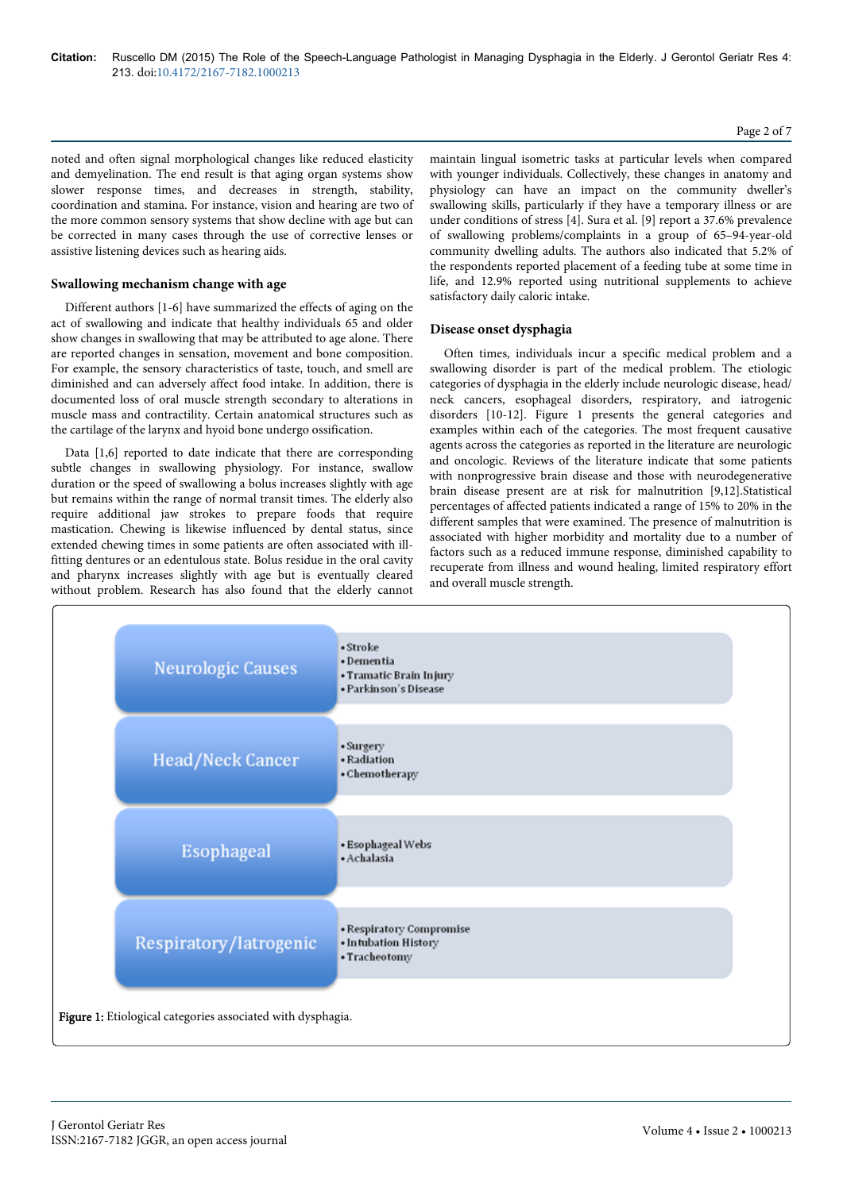noted and often signal morphological changes like reduced elasticity and demyelination. The end result is that aging organ systems show slower response times, and decreases in strength, stability, coordination and stamina. For instance, vision and hearing are two of the more common sensory systems that show decline with age but can be corrected in many cases through the use of corrective lenses or assistive listening devices such as hearing aids.

### Swallowing mechanism change with age

Different authors [1-6] have summarized the effects of aging on the act of swallowing and indicate that healthy individuals 65 and older show changes in swallowing that may be attributed to age alone. There are reported changes in sensation, movement and bone composition. For example, the sensory characteristics of taste, touch, and smell are diminished and can adversely affect food intake. In addition, there is documented loss of oral muscle strength secondary to alterations in muscle mass and contractility. Certain anatomical structures such as the cartilage of the larynx and hyoid bone undergo ossification.

Data [1,6] reported to date indicate that there are corresponding subtle changes in swallowing physiology. For instance, swallow duration or the speed of swallowing a bolus increases slightly with age but remains within the range of normal transit times. The elderly also require additional jaw strokes to prepare foods that require mastication. Chewing is likewise influenced by dental status, since extended chewing times in some patients are often associated with ill-fitting dentures or an edentulous state. Bolus residue in the oral cavity and pharynx increases slightly with age but is eventually cleared without problem. Research has also found that the elderly cannot maintain lingual isometric tasks at particular levels when compared with younger individuals. Collectively, these changes in anatomy and physiology can have an impact on the community dweller's swallowing skills, particularly if they have a temporary illness or are under conditions of stress [4]. Sura et al. [9] report a 37.6% prevalence of swallowing problems/complaints in a group of 65–94-year-old community dwelling adults. The authors also indicated that 5.2% of the respondents reported placement of a feeding tube at some time in life, and 12.9% reported using nutritional supplements to achieve satisfactory daily caloric intake.

### Disease onset dysphagia

Often times, individuals incur a specific medical problem and a swallowing disorder is part of the medical problem. The etiologic categories of dysphagia in the elderly include neurologic disease, head/neck cancers, esophageal disorders, respiratory, and iatrogenic disorders [10-12]. Figure 1 presents the general categories and examples within each of the categories. The most frequent causative agents across the categories as reported in the literature are neurologic and oncologic. Reviews of the literature indicate that some patients with nonprogressive brain disease and those with neurodegenerative brain disease present are at risk for malnutrition [9,12].Statistical percentages of affected patients indicated a range of 15% to 20% in the different samples that were examined. The presence of malnutrition is associated with higher morbidity and mortality due to a number of factors such as a reduced immune response, diminished capability to recuperate from illness and wound healing, limited respiratory effort and overall muscle strength.

| Category | Examples |
|---|---|
| Neurologic Causes | • Stroke<br>• Dementia<br>• Tramatic Brain Injury<br>• Parkinson's Disease |
| Head/Neck Cancer | • Surgery<br>• Radiation<br>• Chemotherapy |
| Esophageal | • Esophageal Webs<br>• Achalasia |
| Respiratory/Iatrogenic | • Respiratory Compromise<br>• Intubation History<br>• Tracheotomy |

**Figure 1:** Etiological categories associated with dysphagia.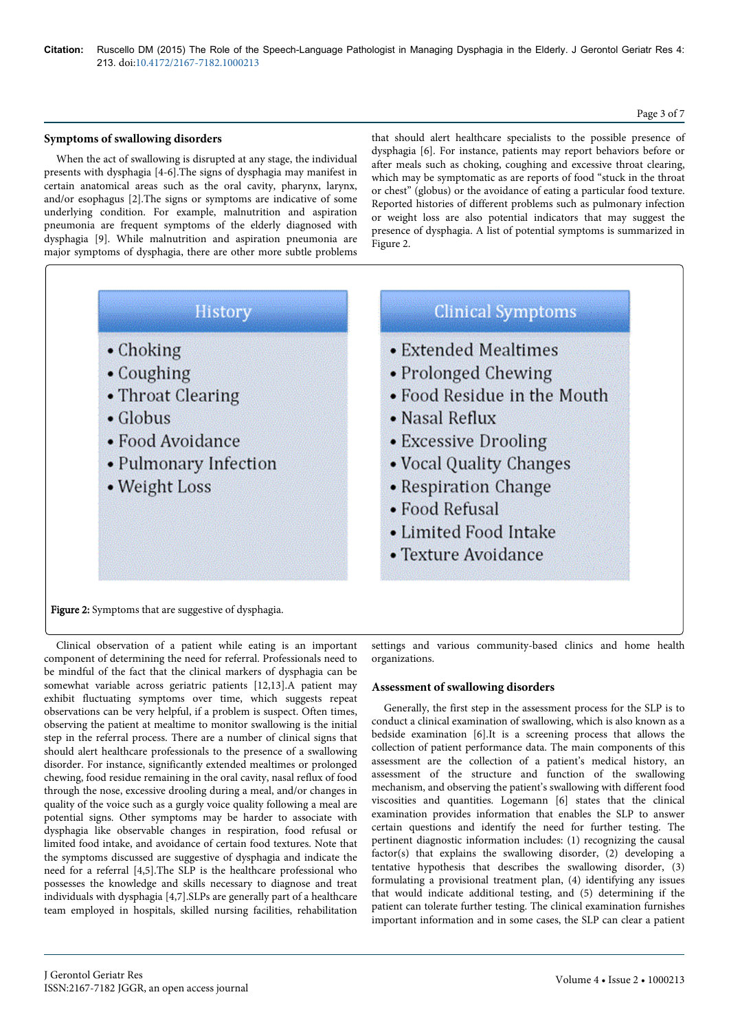## Symptoms of swallowing disorders

When the act of swallowing is disrupted at any stage, the individual presents with dysphagia [4-6].The signs of dysphagia may manifest in certain anatomical areas such as the oral cavity, pharynx, larynx, and/or esophagus [2].The signs or symptoms are indicative of some underlying condition. For example, malnutrition and aspiration pneumonia are frequent symptoms of the elderly diagnosed with dysphagia [9]. While malnutrition and aspiration pneumonia are major symptoms of dysphagia, there are other more subtle problems that should alert healthcare specialists to the possible presence of dysphagia [6]. For instance, patients may report behaviors before or after meals such as choking, coughing and excessive throat clearing, which may be symptomatic as are reports of food "stuck in the throat or chest" (globus) or the avoidance of eating a particular food texture. Reported histories of different problems such as pulmonary infection or weight loss are also potential indicators that may suggest the presence of dysphagia. A list of potential symptoms is summarized in Figure 2.

| History | Clinical Symptoms |
| --- | --- |
| • Choking | • Extended Mealtimes |
| • Coughing | • Prolonged Chewing |
| • Throat Clearing | • Food Residue in the Mouth |
| • Globus | • Nasal Reflux |
| • Food Avoidance | • Excessive Drooling |
| • Pulmonary Infection | • Vocal Quality Changes |
| • Weight Loss | • Respiration Change |
| | • Food Refusal |
| | • Limited Food Intake |
| | • Texture Avoidance |

**Figure 2:** Symptoms that are suggestive of dysphagia.

Clinical observation of a patient while eating is an important component of determining the need for referral. Professionals need to be mindful of the fact that the clinical markers of dysphagia can be somewhat variable across geriatric patients [12,13].A patient may exhibit fluctuating symptoms over time, which suggests repeat observations can be very helpful, if a problem is suspect. Often times, observing the patient at mealtime to monitor swallowing is the initial step in the referral process. There are a number of clinical signs that should alert healthcare professionals to the presence of a swallowing disorder. For instance, significantly extended mealtimes or prolonged chewing, food residue remaining in the oral cavity, nasal reflux of food through the nose, excessive drooling during a meal, and/or changes in quality of the voice such as a gurgly voice quality following a meal are potential signs. Other symptoms may be harder to associate with dysphagia like observable changes in respiration, food refusal or limited food intake, and avoidance of certain food textures. Note that the symptoms discussed are suggestive of dysphagia and indicate the need for a referral [4,5].The SLP is the healthcare professional who possesses the knowledge and skills necessary to diagnose and treat individuals with dysphagia [4,7].SLPs are generally part of a healthcare team employed in hospitals, skilled nursing facilities, rehabilitation settings and various community-based clinics and home health organizations.

## Assessment of swallowing disorders

Generally, the first step in the assessment process for the SLP is to conduct a clinical examination of swallowing, which is also known as a bedside examination [6].It is a screening process that allows the collection of patient performance data. The main components of this assessment are the collection of a patient's medical history, an assessment of the structure and function of the swallowing mechanism, and observing the patient's swallowing with different food viscosities and quantities. Logemann [6] states that the clinical examination provides information that enables the SLP to answer certain questions and identify the need for further testing. The pertinent diagnostic information includes: (1) recognizing the causal factor(s) that explains the swallowing disorder, (2) developing a tentative hypothesis that describes the swallowing disorder, (3) formulating a provisional treatment plan, (4) identifying any issues that would indicate additional testing, and (5) determining if the patient can tolerate further testing. The clinical examination furnishes important information and in some cases, the SLP can clear a patient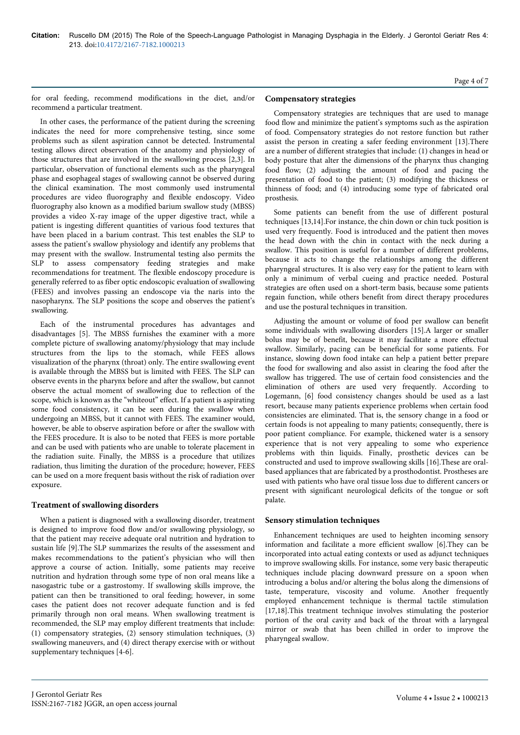for oral feeding, recommend modifications in the diet, and/or recommend a particular treatment.

In other cases, the performance of the patient during the screening indicates the need for more comprehensive testing, since some problems such as silent aspiration cannot be detected. Instrumental testing allows direct observation of the anatomy and physiology of those structures that are involved in the swallowing process [2,3]. In particular, observation of functional elements such as the pharyngeal phase and esophageal stages of swallowing cannot be observed during the clinical examination. The most commonly used instrumental procedures are video fluorography and flexible endoscopy. Video fluorography also known as a modified barium swallow study (MBSS) provides a video X-ray image of the upper digestive tract, while a patient is ingesting different quantities of various food textures that have been placed in a barium contrast. This test enables the SLP to assess the patient's swallow physiology and identify any problems that may present with the swallow. Instrumental testing also permits the SLP to assess compensatory feeding strategies and make recommendations for treatment. The flexible endoscopy procedure is generally referred to as fiber optic endoscopic evaluation of swallowing (FEES) and involves passing an endoscope via the naris into the nasopharynx. The SLP positions the scope and observes the patient's swallowing.

Each of the instrumental procedures has advantages and disadvantages [5]. The MBSS furnishes the examiner with a more complete picture of swallowing anatomy/physiology that may include structures from the lips to the stomach, while FEES allows visualization of the pharynx (throat) only. The entire swallowing event is available through the MBSS but is limited with FEES. The SLP can observe events in the pharynx before and after the swallow, but cannot observe the actual moment of swallowing due to reflection of the scope, which is known as the "whiteout" effect. If a patient is aspirating some food consistency, it can be seen during the swallow when undergoing an MBSS, but it cannot with FEES. The examiner would, however, be able to observe aspiration before or after the swallow with the FEES procedure. It is also to be noted that FEES is more portable and can be used with patients who are unable to tolerate placement in the radiation suite. Finally, the MBSS is a procedure that utilizes radiation, thus limiting the duration of the procedure; however, FEES can be used on a more frequent basis without the risk of radiation over exposure.

## Treatment of swallowing disorders

When a patient is diagnosed with a swallowing disorder, treatment is designed to improve food flow and/or swallowing physiology, so that the patient may receive adequate oral nutrition and hydration to sustain life [9].The SLP summarizes the results of the assessment and makes recommendations to the patient's physician who will then approve a course of action. Initially, some patients may receive nutrition and hydration through some type of non oral means like a nasogastric tube or a gastrostomy. If swallowing skills improve, the patient can then be transitioned to oral feeding; however, in some cases the patient does not recover adequate function and is fed primarily through non oral means. When swallowing treatment is recommended, the SLP may employ different treatments that include: (1) compensatory strategies, (2) sensory stimulation techniques, (3) swallowing maneuvers, and (4) direct therapy exercise with or without supplementary techniques [4-6].

### Compensatory strategies

Compensatory strategies are techniques that are used to manage food flow and minimize the patient's symptoms such as the aspiration of food. Compensatory strategies do not restore function but rather assist the person in creating a safer feeding environment [13].There are a number of different strategies that include: (1) changes in head or body posture that alter the dimensions of the pharynx thus changing food flow; (2) adjusting the amount of food and pacing the presentation of food to the patient; (3) modifying the thickness or thinness of food; and (4) introducing some type of fabricated oral prosthesis.

Some patients can benefit from the use of different postural techniques [13,14].For instance, the chin down or chin tuck position is used very frequently. Food is introduced and the patient then moves the head down with the chin in contact with the neck during a swallow. This position is useful for a number of different problems, because it acts to change the relationships among the different pharyngeal structures. It is also very easy for the patient to learn with only a minimum of verbal cueing and practice needed. Postural strategies are often used on a short-term basis, because some patients regain function, while others benefit from direct therapy procedures and use the postural techniques in transition.

Adjusting the amount or volume of food per swallow can benefit some individuals with swallowing disorders [15].A larger or smaller bolus may be of benefit, because it may facilitate a more effectual swallow. Similarly, pacing can be beneficial for some patients. For instance, slowing down food intake can help a patient better prepare the food for swallowing and also assist in clearing the food after the swallow has triggered. The use of certain food consistencies and the elimination of others are used very frequently. According to Logemann, [6] food consistency changes should be used as a last resort, because many patients experience problems when certain food consistencies are eliminated. That is, the sensory change in a food or certain foods is not appealing to many patients; consequently, there is poor patient compliance. For example, thickened water is a sensory experience that is not very appealing to some who experience problems with thin liquids. Finally, prosthetic devices can be constructed and used to improve swallowing skills [16].These are oral-based appliances that are fabricated by a prosthodontist. Prostheses are used with patients who have oral tissue loss due to different cancers or present with significant neurological deficits of the tongue or soft palate.

### Sensory stimulation techniques

Enhancement techniques are used to heighten incoming sensory information and facilitate a more efficient swallow [6].They can be incorporated into actual eating contexts or used as adjunct techniques to improve swallowing skills. For instance, some very basic therapeutic techniques include placing downward pressure on a spoon when introducing a bolus and/or altering the bolus along the dimensions of taste, temperature, viscosity and volume. Another frequently employed enhancement technique is thermal tactile stimulation [17,18].This treatment technique involves stimulating the posterior portion of the oral cavity and back of the throat with a laryngeal mirror or swab that has been chilled in order to improve the pharyngeal swallow.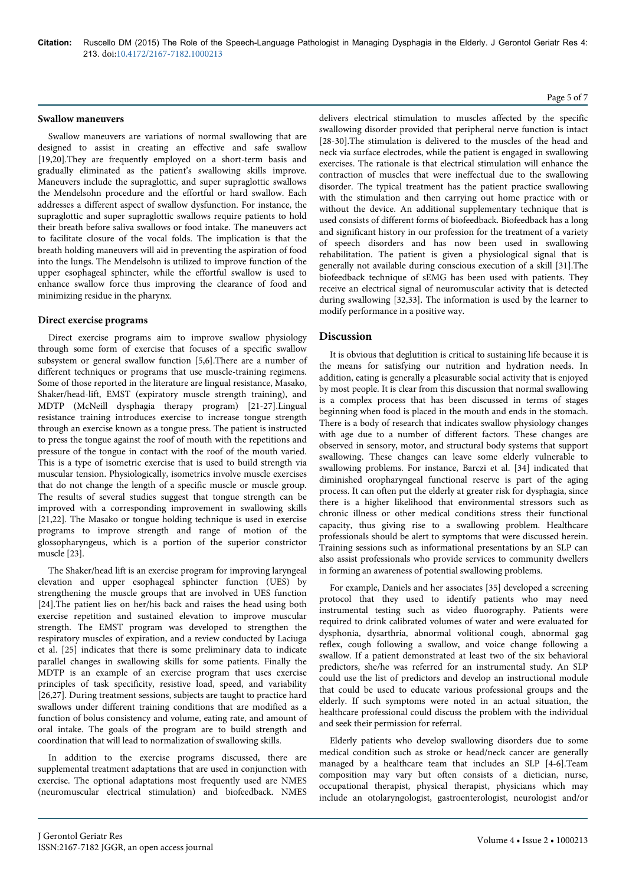### Swallow maneuvers

Swallow maneuvers are variations of normal swallowing that are designed to assist in creating an effective and safe swallow [19,20].They are frequently employed on a short-term basis and gradually eliminated as the patient's swallowing skills improve. Maneuvers include the supraglottic, and super supraglottic swallows the Mendelsohn procedure and the effortful or hard swallow. Each addresses a different aspect of swallow dysfunction. For instance, the supraglottic and super supraglottic swallows require patients to hold their breath before saliva swallows or food intake. The maneuvers act to facilitate closure of the vocal folds. The implication is that the breath holding maneuvers will aid in preventing the aspiration of food into the lungs. The Mendelsohn is utilized to improve function of the upper esophageal sphincter, while the effortful swallow is used to enhance swallow force thus improving the clearance of food and minimizing residue in the pharynx.

### Direct exercise programs

Direct exercise programs aim to improve swallow physiology through some form of exercise that focuses of a specific swallow subsystem or general swallow function [5,6].There are a number of different techniques or programs that use muscle-training regimens. Some of those reported in the literature are lingual resistance, Masako, Shaker/head-lift, EMST (expiratory muscle strength training), and MDTP (McNeill dysphagia therapy program) [21-27].Lingual resistance training introduces exercise to increase tongue strength through an exercise known as a tongue press. The patient is instructed to press the tongue against the roof of mouth with the repetitions and pressure of the tongue in contact with the roof of the mouth varied. This is a type of isometric exercise that is used to build strength via muscular tension. Physiologically, isometrics involve muscle exercises that do not change the length of a specific muscle or muscle group. The results of several studies suggest that tongue strength can be improved with a corresponding improvement in swallowing skills [21,22]. The Masako or tongue holding technique is used in exercise programs to improve strength and range of motion of the glossopharyngeus, which is a portion of the superior constrictor muscle [23].

The Shaker/head lift is an exercise program for improving laryngeal elevation and upper esophageal sphincter function (UES) by strengthening the muscle groups that are involved in UES function [24].The patient lies on her/his back and raises the head using both exercise repetition and sustained elevation to improve muscular strength. The EMST program was developed to strengthen the respiratory muscles of expiration, and a review conducted by Laciuga et al. [25] indicates that there is some preliminary data to indicate parallel changes in swallowing skills for some patients. Finally the MDTP is an example of an exercise program that uses exercise principles of task specificity, resistive load, speed, and variability [26,27]. During treatment sessions, subjects are taught to practice hard swallows under different training conditions that are modified as a function of bolus consistency and volume, eating rate, and amount of oral intake. The goals of the program are to build strength and coordination that will lead to normalization of swallowing skills.

In addition to the exercise programs discussed, there are supplemental treatment adaptations that are used in conjunction with exercise. The optional adaptations most frequently used are NMES (neuromuscular electrical stimulation) and biofeedback. NMES delivers electrical stimulation to muscles affected by the specific swallowing disorder provided that peripheral nerve function is intact [28-30].The stimulation is delivered to the muscles of the head and neck via surface electrodes, while the patient is engaged in swallowing exercises. The rationale is that electrical stimulation will enhance the contraction of muscles that were ineffectual due to the swallowing disorder. The typical treatment has the patient practice swallowing with the stimulation and then carrying out home practice with or without the device. An additional supplementary technique that is used consists of different forms of biofeedback. Biofeedback has a long and significant history in our profession for the treatment of a variety of speech disorders and has now been used in swallowing rehabilitation. The patient is given a physiological signal that is generally not available during conscious execution of a skill [31].The biofeedback technique of sEMG has been used with patients. They receive an electrical signal of neuromuscular activity that is detected during swallowing [32,33]. The information is used by the learner to modify performance in a positive way.

## Discussion

It is obvious that deglutition is critical to sustaining life because it is the means for satisfying our nutrition and hydration needs. In addition, eating is generally a pleasurable social activity that is enjoyed by most people. It is clear from this discussion that normal swallowing is a complex process that has been discussed in terms of stages beginning when food is placed in the mouth and ends in the stomach. There is a body of research that indicates swallow physiology changes with age due to a number of different factors. These changes are observed in sensory, motor, and structural body systems that support swallowing. These changes can leave some elderly vulnerable to swallowing problems. For instance, Barczi et al. [34] indicated that diminished oropharyngeal functional reserve is part of the aging process. It can often put the elderly at greater risk for dysphagia, since there is a higher likelihood that environmental stressors such as chronic illness or other medical conditions stress their functional capacity, thus giving rise to a swallowing problem. Healthcare professionals should be alert to symptoms that were discussed herein. Training sessions such as informational presentations by an SLP can also assist professionals who provide services to community dwellers in forming an awareness of potential swallowing problems.

For example, Daniels and her associates [35] developed a screening protocol that they used to identify patients who may need instrumental testing such as video fluorography. Patients were required to drink calibrated volumes of water and were evaluated for dysphonia, dysarthria, abnormal volitional cough, abnormal gag reflex, cough following a swallow, and voice change following a swallow. If a patient demonstrated at least two of the six behavioral predictors, she/he was referred for an instrumental study. An SLP could use the list of predictors and develop an instructional module that could be used to educate various professional groups and the elderly. If such symptoms were noted in an actual situation, the healthcare professional could discuss the problem with the individual and seek their permission for referral.

Elderly patients who develop swallowing disorders due to some medical condition such as stroke or head/neck cancer are generally managed by a healthcare team that includes an SLP [4-6].Team composition may vary but often consists of a dietician, nurse, occupational therapist, physical therapist, physicians which may include an otolaryngologist, gastroenterologist, neurologist and/or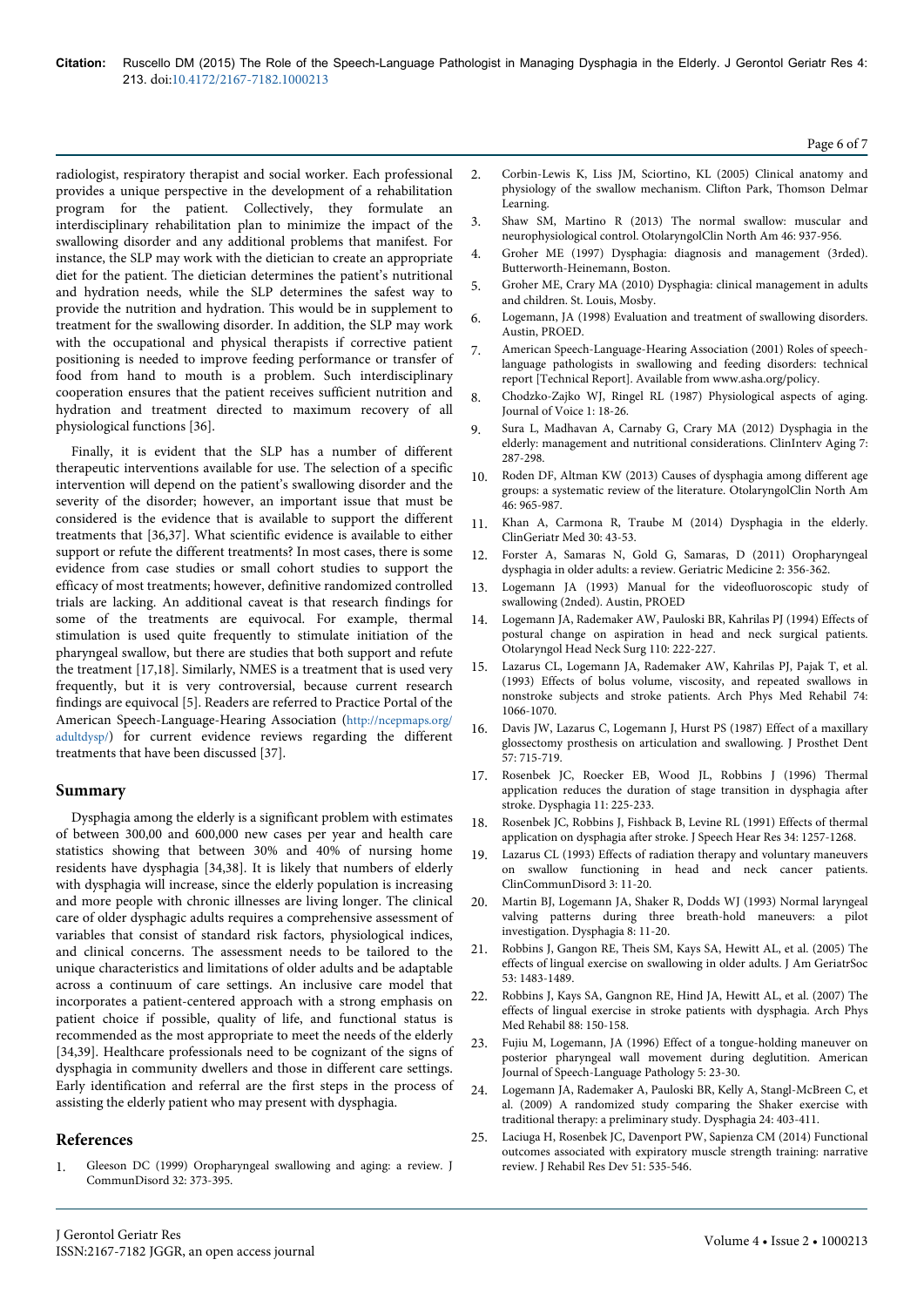radiologist, respiratory therapist and social worker. Each professional provides a unique perspective in the development of a rehabilitation program for the patient. Collectively, they formulate an interdisciplinary rehabilitation plan to minimize the impact of the swallowing disorder and any additional problems that manifest. For instance, the SLP may work with the dietician to create an appropriate diet for the patient. The dietician determines the patient's nutritional and hydration needs, while the SLP determines the safest way to provide the nutrition and hydration. This would be in supplement to treatment for the swallowing disorder. In addition, the SLP may work with the occupational and physical therapists if corrective patient positioning is needed to improve feeding performance or transfer of food from hand to mouth is a problem. Such interdisciplinary cooperation ensures that the patient receives sufficient nutrition and hydration and treatment directed to maximum recovery of all physiological functions [36].

Finally, it is evident that the SLP has a number of different therapeutic interventions available for use. The selection of a specific intervention will depend on the patient's swallowing disorder and the severity of the disorder; however, an important issue that must be considered is the evidence that is available to support the different treatments that [36,37]. What scientific evidence is available to either support or refute the different treatments? In most cases, there is some evidence from case studies or small cohort studies to support the efficacy of most treatments; however, definitive randomized controlled trials are lacking. An additional caveat is that research findings for some of the treatments are equivocal. For example, thermal stimulation is used quite frequently to stimulate initiation of the pharyngeal swallow, but there are studies that both support and refute the treatment [17,18]. Similarly, NMES is a treatment that is used very frequently, but it is very controversial, because current research findings are equivocal [5]. Readers are referred to Practice Portal of the American Speech-Language-Hearing Association (http://ncepmaps.org/adultdysp/) for current evidence reviews regarding the different treatments that have been discussed [37].

## Summary

Dysphagia among the elderly is a significant problem with estimates of between 300,00 and 600,000 new cases per year and health care statistics showing that between 30% and 40% of nursing home residents have dysphagia [34,38]. It is likely that numbers of elderly with dysphagia will increase, since the elderly population is increasing and more people with chronic illnesses are living longer. The clinical care of older dysphagic adults requires a comprehensive assessment of variables that consist of standard risk factors, physiological indices, and clinical concerns. The assessment needs to be tailored to the unique characteristics and limitations of older adults and be adaptable across a continuum of care settings. An inclusive care model that incorporates a patient-centered approach with a strong emphasis on patient choice if possible, quality of life, and functional status is recommended as the most appropriate to meet the needs of the elderly [34,39]. Healthcare professionals need to be cognizant of the signs of dysphagia in community dwellers and those in different care settings. Early identification and referral are the first steps in the process of assisting the elderly patient who may present with dysphagia.

## References

1. Gleeson DC (1999) Oropharyngeal swallowing and aging: a review. J CommunDisord 32: 373-395.
2. Corbin-Lewis K, Liss JM, Sciortino, KL (2005) Clinical anatomy and physiology of the swallow mechanism. Clifton Park, Thomson Delmar Learning.
3. Shaw SM, Martino R (2013) The normal swallow: muscular and neurophysiological control. OtolaryngolClin North Am 46: 937-956.
4. Groher ME (1997) Dysphagia: diagnosis and management (3rded). Butterworth-Heinemann, Boston.
5. Groher ME, Crary MA (2010) Dysphagia: clinical management in adults and children. St. Louis, Mosby.
6. Logemann, JA (1998) Evaluation and treatment of swallowing disorders. Austin, PROED.
7. American Speech-Language-Hearing Association (2001) Roles of speech-language pathologists in swallowing and feeding disorders: technical report [Technical Report]. Available from www.asha.org/policy.
8. Chodzko-Zajko WJ, Ringel RL (1987) Physiological aspects of aging. Journal of Voice 1: 18-26.
9. Sura L, Madhavan A, Carnaby G, Crary MA (2012) Dysphagia in the elderly: management and nutritional considerations. ClinInterv Aging 7: 287-298.
10. Roden DF, Altman KW (2013) Causes of dysphagia among different age groups: a systematic review of the literature. OtolaryngolClin North Am 46: 965-987.
11. Khan A, Carmona R, Traube M (2014) Dysphagia in the elderly. ClinGeriatr Med 30: 43-53.
12. Forster A, Samaras N, Gold G, Samaras, D (2011) Oropharyngeal dysphagia in older adults: a review. Geriatric Medicine 2: 356-362.
13. Logemann JA (1993) Manual for the videofluoroscopic study of swallowing (2nded). Austin, PROED
14. Logemann JA, Rademaker AW, Pauloski BR, Kahrilas PJ (1994) Effects of postural change on aspiration in head and neck surgical patients. Otolaryngol Head Neck Surg 110: 222-227.
15. Lazarus CL, Logemann JA, Rademaker AW, Kahrilas PJ, Pajak T, et al. (1993) Effects of bolus volume, viscosity, and repeated swallows in nonstroke subjects and stroke patients. Arch Phys Med Rehabil 74: 1066-1070.
16. Davis JW, Lazarus C, Logemann J, Hurst PS (1987) Effect of a maxillary glossectomy prosthesis on articulation and swallowing. J Prosthet Dent 57: 715-719.
17. Rosenbek JC, Roecker EB, Wood JL, Robbins J (1996) Thermal application reduces the duration of stage transition in dysphagia after stroke. Dysphagia 11: 225-233.
18. Rosenbek JC, Robbins J, Fishback B, Levine RL (1991) Effects of thermal application on dysphagia after stroke. J Speech Hear Res 34: 1257-1268.
19. Lazarus CL (1993) Effects of radiation therapy and voluntary maneuvers on swallow functioning in head and neck cancer patients. ClinCommunDisord 3: 11-20.
20. Martin BJ, Logemann JA, Shaker R, Dodds WJ (1993) Normal laryngeal valving patterns during three breath-hold maneuvers: a pilot investigation. Dysphagia 8: 11-20.
21. Robbins J, Gangon RE, Theis SM, Kays SA, Hewitt AL, et al. (2005) The effects of lingual exercise on swallowing in older adults. J Am GeriatrSoc 53: 1483-1489.
22. Robbins J, Kays SA, Gangnon RE, Hind JA, Hewitt AL, et al. (2007) The effects of lingual exercise in stroke patients with dysphagia. Arch Phys Med Rehabil 88: 150-158.
23. Fujiu M, Logemann, JA (1996) Effect of a tongue-holding maneuver on posterior pharyngeal wall movement during deglutition. American Journal of Speech-Language Pathology 5: 23-30.
24. Logemann JA, Rademaker A, Pauloski BR, Kelly A, Stangl-McBreen C, et al. (2009) A randomized study comparing the Shaker exercise with traditional therapy: a preliminary study. Dysphagia 24: 403-411.
25. Laciuga H, Rosenbek JC, Davenport PW, Sapienza CM (2014) Functional outcomes associated with expiratory muscle strength training: narrative review. J Rehabil Res Dev 51: 535-546.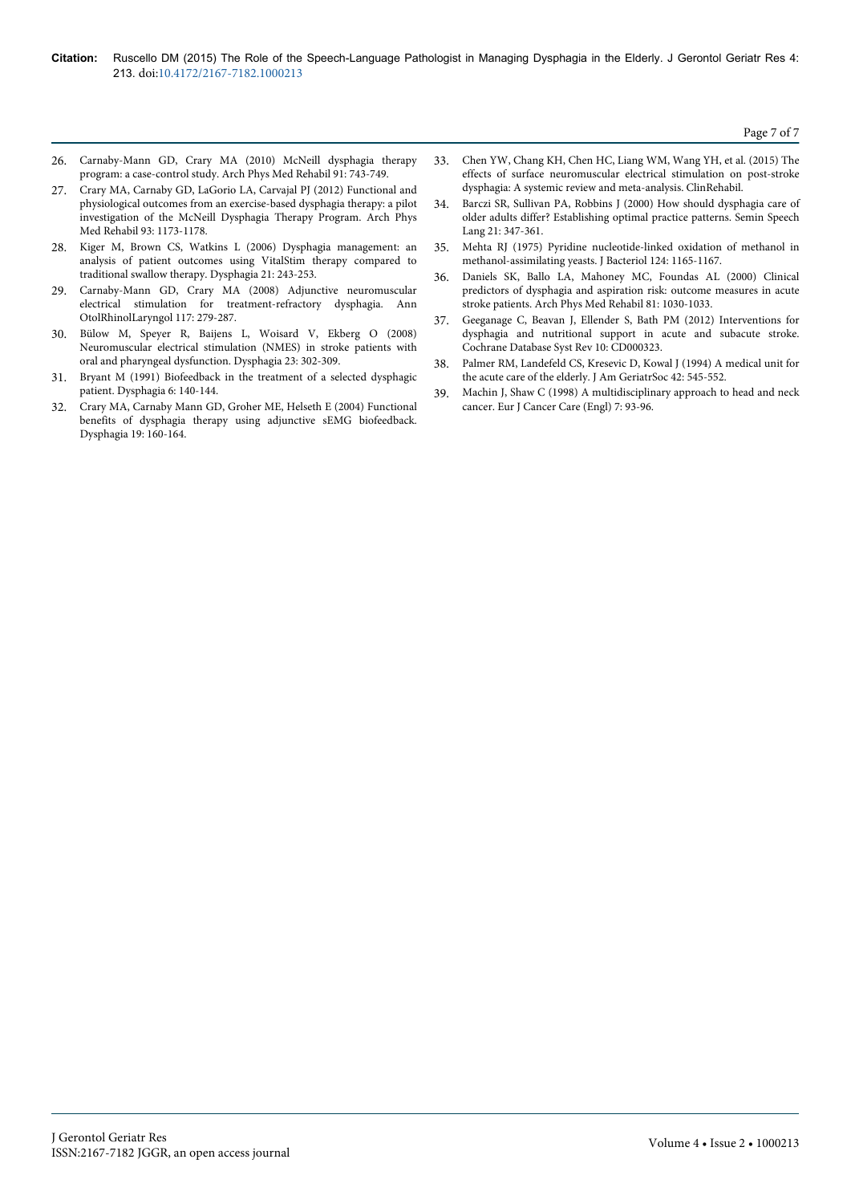26. Carnaby-Mann GD, Crary MA (2010) McNeill dysphagia therapy program: a case-control study. Arch Phys Med Rehabil 91: 743-749.
27. Crary MA, Carnaby GD, LaGorio LA, Carvajal PJ (2012) Functional and physiological outcomes from an exercise-based dysphagia therapy: a pilot investigation of the McNeill Dysphagia Therapy Program. Arch Phys Med Rehabil 93: 1173-1178.
28. Kiger M, Brown CS, Watkins L (2006) Dysphagia management: an analysis of patient outcomes using VitalStim therapy compared to traditional swallow therapy. Dysphagia 21: 243-253.
29. Carnaby-Mann GD, Crary MA (2008) Adjunctive neuromuscular electrical stimulation for treatment-refractory dysphagia. Ann OtolRhinolLaryngol 117: 279-287.
30. Bülow M, Speyer R, Baijens L, Woisard V, Ekberg O (2008) Neuromuscular electrical stimulation (NMES) in stroke patients with oral and pharyngeal dysfunction. Dysphagia 23: 302-309.
31. Bryant M (1991) Biofeedback in the treatment of a selected dysphagic patient. Dysphagia 6: 140-144.
32. Crary MA, Carnaby Mann GD, Groher ME, Helseth E (2004) Functional benefits of dysphagia therapy using adjunctive sEMG biofeedback. Dysphagia 19: 160-164.
33. Chen YW, Chang KH, Chen HC, Liang WM, Wang YH, et al. (2015) The effects of surface neuromuscular electrical stimulation on post-stroke dysphagia: A systemic review and meta-analysis. ClinRehabil.
34. Barczi SR, Sullivan PA, Robbins J (2000) How should dysphagia care of older adults differ? Establishing optimal practice patterns. Semin Speech Lang 21: 347-361.
35. Mehta RJ (1975) Pyridine nucleotide-linked oxidation of methanol in methanol-assimilating yeasts. J Bacteriol 124: 1165-1167.
36. Daniels SK, Ballo LA, Mahoney MC, Foundas AL (2000) Clinical predictors of dysphagia and aspiration risk: outcome measures in acute stroke patients. Arch Phys Med Rehabil 81: 1030-1033.
37. Geeganage C, Beavan J, Ellender S, Bath PM (2012) Interventions for dysphagia and nutritional support in acute and subacute stroke. Cochrane Database Syst Rev 10: CD000323.
38. Palmer RM, Landefeld CS, Kresevic D, Kowal J (1994) A medical unit for the acute care of the elderly. J Am GeriatrSoc 42: 545-552.
39. Machin J, Shaw C (1998) A multidisciplinary approach to head and neck cancer. Eur J Cancer Care (Engl) 7: 93-96.